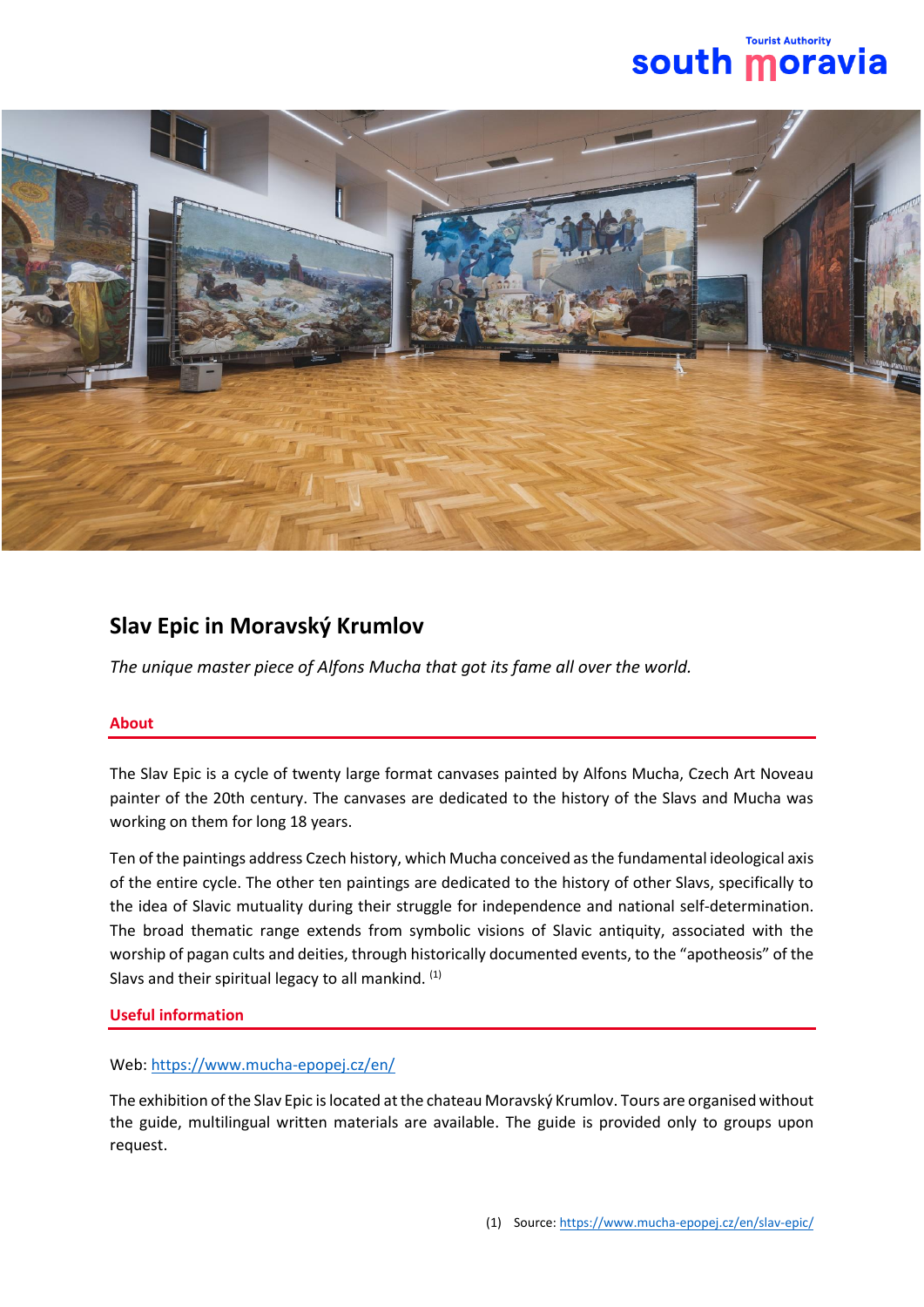# Slav Epic in Moravský Krumlov

*The unique master piece of Alfons Mucha that got its fame all over the world.*

## About

The Slav Epic is a cycle of twenty large format canvases painted by Alfons Mucha, Czech Art Noveau painter of the 20th century. The canvases are dedicated to the history of the Slavs and Mucha was working on them for long 18 years.

Ten of the paintings address Czech history, which Mucha conceived as the fundamental ideological axis of the entire cycle. The other ten paintings are dedicated to the history of other Slavs, specifically to the idea of Slavic mutuality during their struggle for independence and national self-determination. The broad thematic range extends from symbolic visions of Slavic antiquity, associated with the worship of pagan cults and deities, through historically documented events, to the "apotheosis" of the Slavs and their spiritual legacy to all mankind. [(1)]

## Useful information

Web: [https://www.mucha-epopej.cz/en/](https://www.mucha-epopej.cz/en/)

The exhibition of the Slav Epic is located at the chateau Moravský Krumlov. Tours are organised without the guide, multilingual written materials are available. The guide is provided only to groups upon request.

(1) Source: [https://www.mucha-epopej.cz/en/slav-epic/](https://www.mucha-epopej.cz/en/slav-epic/)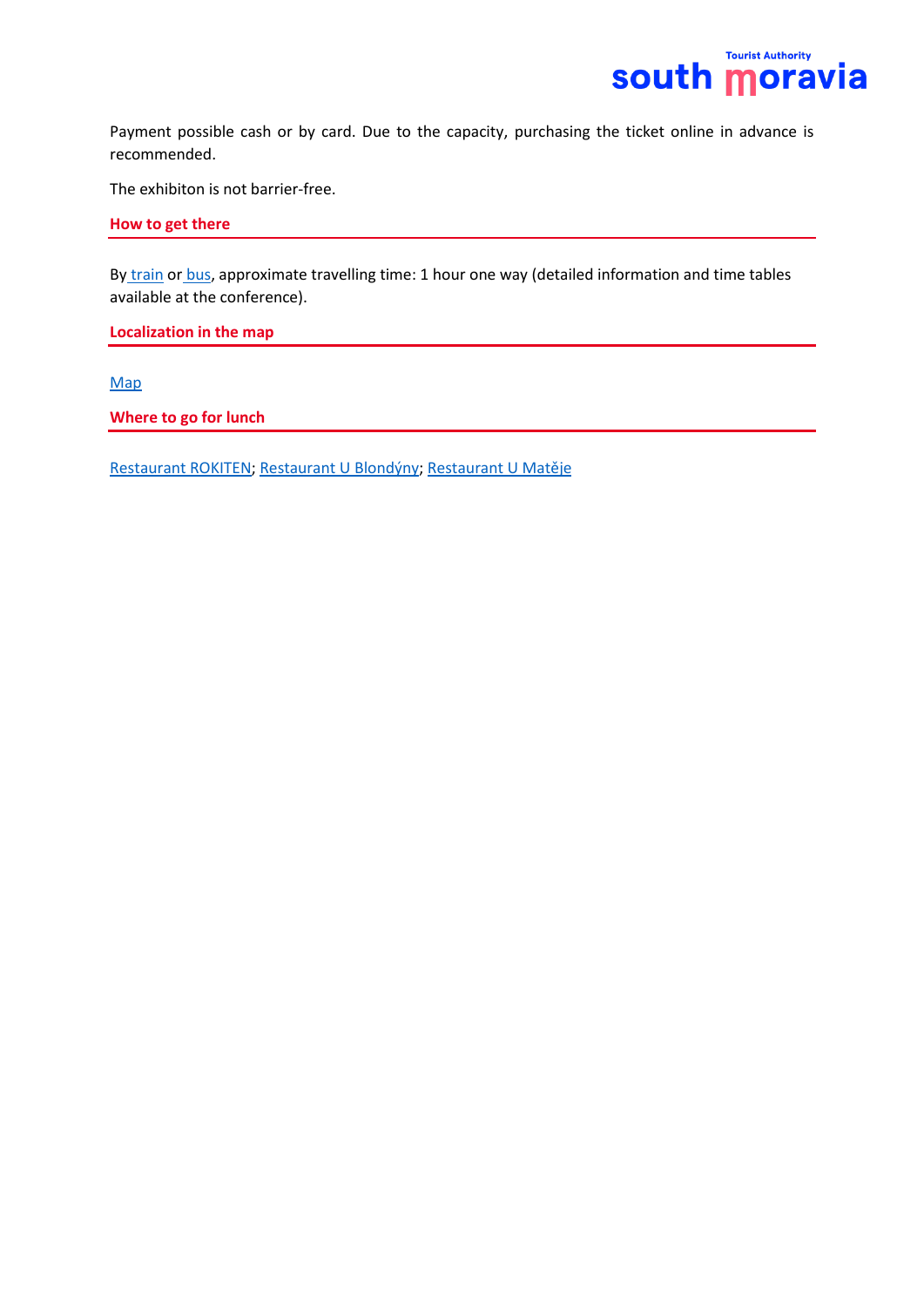Payment possible cash or by card. Due to the capacity, purchasing the ticket online in advance is recommended.

The exhibiton is not barrier-free.

### How to get there

By train or bus, approximate travelling time: 1 hour one way (detailed information and time tables available at the conference).

### Localization in the map

Map

### Where to go for lunch

Restaurant ROKITEN; Restaurant U Blondýny; Restaurant U Matěje